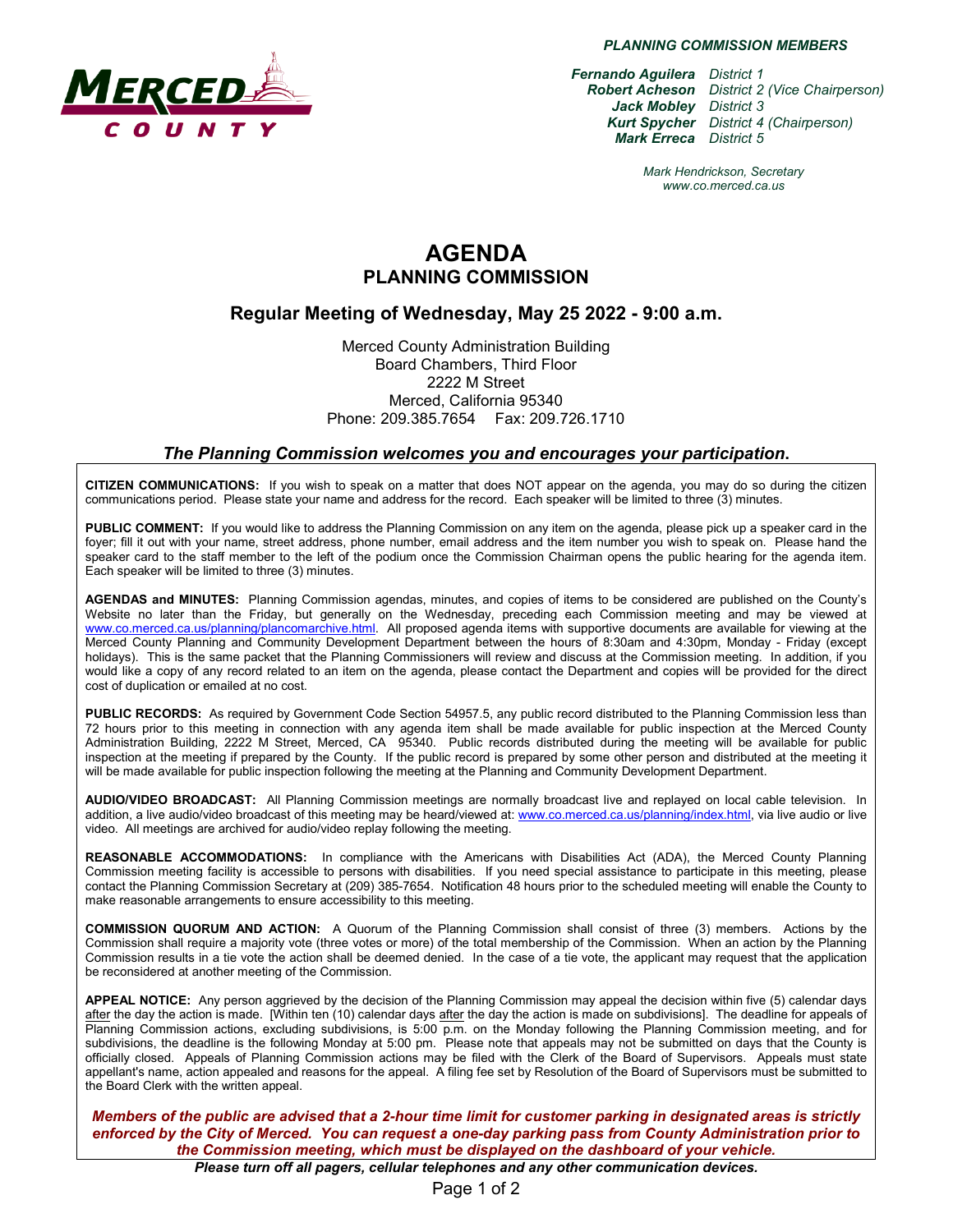MERCED COUNTY

***PLANNING COMMISSION MEMBERS***

***Fernando Aguilera*** *District 1*
***Robert Acheson*** *District 2 (Vice Chairperson)*
***Jack Mobley*** *District 3*
***Kurt Spycher*** *District 4 (Chairperson)*
***Mark Erreca*** *District 5*

*Mark Hendrickson, Secretary*
*www.co.merced.ca.us*

# AGENDA
## PLANNING COMMISSION

### Regular Meeting of Wednesday, May 25 2022 - 9:00 a.m.

Merced County Administration Building
Board Chambers, Third Floor
2222 M Street
Merced, California 95340
Phone: 209.385.7654 Fax: 209.726.1710

### *The Planning Commission welcomes you and encourages your participation.*

**CITIZEN COMMUNICATIONS:** If you wish to speak on a matter that does NOT appear on the agenda, you may do so during the citizen communications period. Please state your name and address for the record. Each speaker will be limited to three (3) minutes.

**PUBLIC COMMENT:** If you would like to address the Planning Commission on any item on the agenda, please pick up a speaker card in the foyer; fill it out with your name, street address, phone number, email address and the item number you wish to speak on. Please hand the speaker card to the staff member to the left of the podium once the Commission Chairman opens the public hearing for the agenda item. Each speaker will be limited to three (3) minutes.

**AGENDAS and MINUTES:** Planning Commission agendas, minutes, and copies of items to be considered are published on the County's Website no later than the Friday, but generally on the Wednesday, preceding each Commission meeting and may be viewed at www.co.merced.ca.us/planning/plancomarchive.html. All proposed agenda items with supportive documents are available for viewing at the Merced County Planning and Community Development Department between the hours of 8:30am and 4:30pm, Monday - Friday (except holidays). This is the same packet that the Planning Commissioners will review and discuss at the Commission meeting. In addition, if you would like a copy of any record related to an item on the agenda, please contact the Department and copies will be provided for the direct cost of duplication or emailed at no cost.

**PUBLIC RECORDS:** As required by Government Code Section 54957.5, any public record distributed to the Planning Commission less than 72 hours prior to this meeting in connection with any agenda item shall be made available for public inspection at the Merced County Administration Building, 2222 M Street, Merced, CA 95340. Public records distributed during the meeting will be available for public inspection at the meeting if prepared by the County. If the public record is prepared by some other person and distributed at the meeting it will be made available for public inspection following the meeting at the Planning and Community Development Department.

**AUDIO/VIDEO BROADCAST:** All Planning Commission meetings are normally broadcast live and replayed on local cable television. In addition, a live audio/video broadcast of this meeting may be heard/viewed at: www.co.merced.ca.us/planning/index.html, via live audio or live video. All meetings are archived for audio/video replay following the meeting.

**REASONABLE ACCOMMODATIONS:** In compliance with the Americans with Disabilities Act (ADA), the Merced County Planning Commission meeting facility is accessible to persons with disabilities. If you need special assistance to participate in this meeting, please contact the Planning Commission Secretary at (209) 385-7654. Notification 48 hours prior to the scheduled meeting will enable the County to make reasonable arrangements to ensure accessibility to this meeting.

**COMMISSION QUORUM AND ACTION:** A Quorum of the Planning Commission shall consist of three (3) members. Actions by the Commission shall require a majority vote (three votes or more) of the total membership of the Commission. When an action by the Planning Commission results in a tie vote the action shall be deemed denied. In the case of a tie vote, the applicant may request that the application be reconsidered at another meeting of the Commission.

**APPEAL NOTICE:** Any person aggrieved by the decision of the Planning Commission may appeal the decision within five (5) calendar days after the day the action is made. [Within ten (10) calendar days after the day the action is made on subdivisions]. The deadline for appeals of Planning Commission actions, excluding subdivisions, is 5:00 p.m. on the Monday following the Planning Commission meeting, and for subdivisions, the deadline is the following Monday at 5:00 pm. Please note that appeals may not be submitted on days that the County is officially closed. Appeals of Planning Commission actions may be filed with the Clerk of the Board of Supervisors. Appeals must state appellant's name, action appealed and reasons for the appeal. A filing fee set by Resolution of the Board of Supervisors must be submitted to the Board Clerk with the written appeal.

***Members of the public are advised that a 2-hour time limit for customer parking in designated areas is strictly enforced by the City of Merced. You can request a one-day parking pass from County Administration prior to the Commission meeting, which must be displayed on the dashboard of your vehicle.***

***Please turn off all pagers, cellular telephones and any other communication devices.***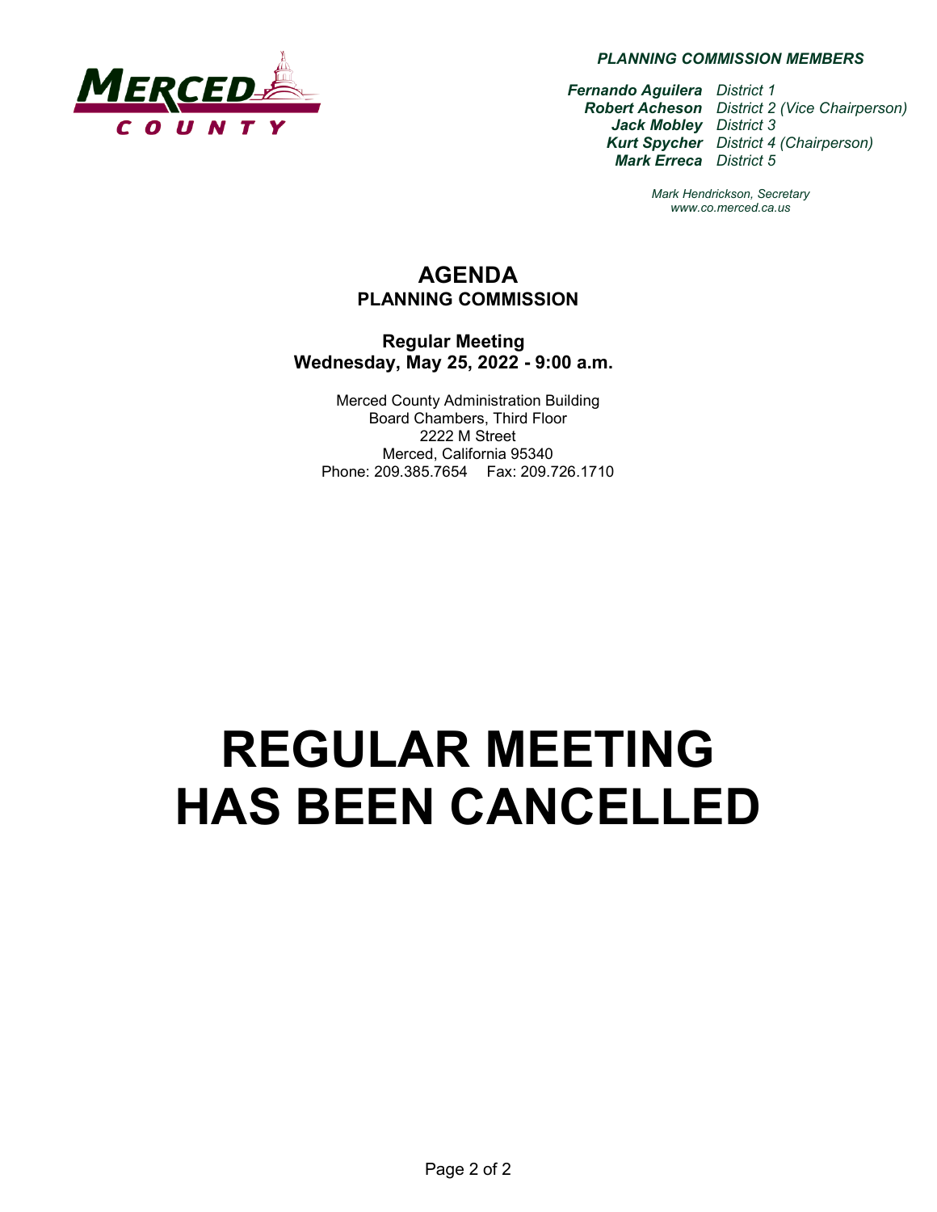*MERCED COUNTY*

***PLANNING COMMISSION MEMBERS***

***Fernando Aguilera*** *District 1*
***Robert Acheson*** *District 2 (Vice Chairperson)*
***Jack Mobley*** *District 3*
***Kurt Spycher*** *District 4 (Chairperson)*
***Mark Erreca*** *District 5*

*Mark Hendrickson, Secretary*
*www.co.merced.ca.us*

# AGENDA
## PLANNING COMMISSION

**Regular Meeting**
**Wednesday, May 25, 2022 - 9:00 a.m.**

Merced County Administration Building
Board Chambers, Third Floor
2222 M Street
Merced, California 95340
Phone: 209.385.7654 Fax: 209.726.1710

# REGULAR MEETING HAS BEEN CANCELLED